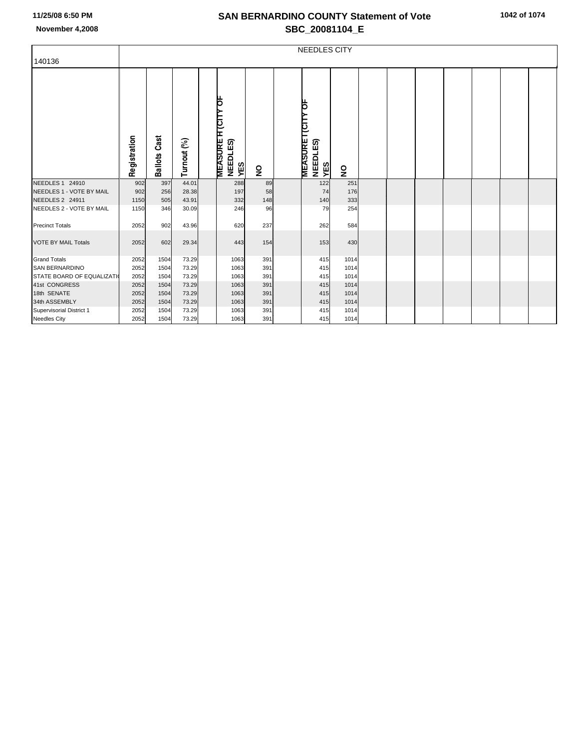# SAN BERNARDINO COUNTY Statement of Vote

## SBC_20081104_E

11/25/08 6:50 PM

November 4,2008

| 140136 | NEEDLES CITY | | | | | | | | | | | | | | | | |
|---|---|---|---|---|---|---|---|---|---|---|---|---|---|---|---|---|---|
| | Registration | Ballots Cast | Turnout (%) | | MEASURE H (CITY OF NEEDLES) YES | NO | | MEASURE I (CITY OF NEEDLES) YES | NO | | | | | | | | |
| NEEDLES 1 24910 | 902 | 397 | 44.01 | | 288 | 89 | | 122 | 251 | | | | | | | | |
| NEEDLES 1 - VOTE BY MAIL | 902 | 256 | 28.38 | | 197 | 58 | | 74 | 176 | | | | | | | | |
| NEEDLES 2 24911 | 1150 | 505 | 43.91 | | 332 | 148 | | 140 | 333 | | | | | | | | |
| NEEDLES 2 - VOTE BY MAIL | 1150 | 346 | 30.09 | | 246 | 96 | | 79 | 254 | | | | | | | | |
| Precinct Totals | 2052 | 902 | 43.96 | | 620 | 237 | | 262 | 584 | | | | | | | | |
| VOTE BY MAIL Totals | 2052 | 602 | 29.34 | | 443 | 154 | | 153 | 430 | | | | | | | | |
| Grand Totals | 2052 | 1504 | 73.29 | | 1063 | 391 | | 415 | 1014 | | | | | | | | |
| SAN BERNARDINO | 2052 | 1504 | 73.29 | | 1063 | 391 | | 415 | 1014 | | | | | | | | |
| STATE BOARD OF EQUALIZATI | 2052 | 1504 | 73.29 | | 1063 | 391 | | 415 | 1014 | | | | | | | | |
| 41st CONGRESS | 2052 | 1504 | 73.29 | | 1063 | 391 | | 415 | 1014 | | | | | | | | |
| 18th SENATE | 2052 | 1504 | 73.29 | | 1063 | 391 | | 415 | 1014 | | | | | | | | |
| 34th ASSEMBLY | 2052 | 1504 | 73.29 | | 1063 | 391 | | 415 | 1014 | | | | | | | | |
| Supervisorial District 1 | 2052 | 1504 | 73.29 | | 1063 | 391 | | 415 | 1014 | | | | | | | | |
| Needles City | 2052 | 1504 | 73.29 | | 1063 | 391 | | 415 | 1014 | | | | | | | | |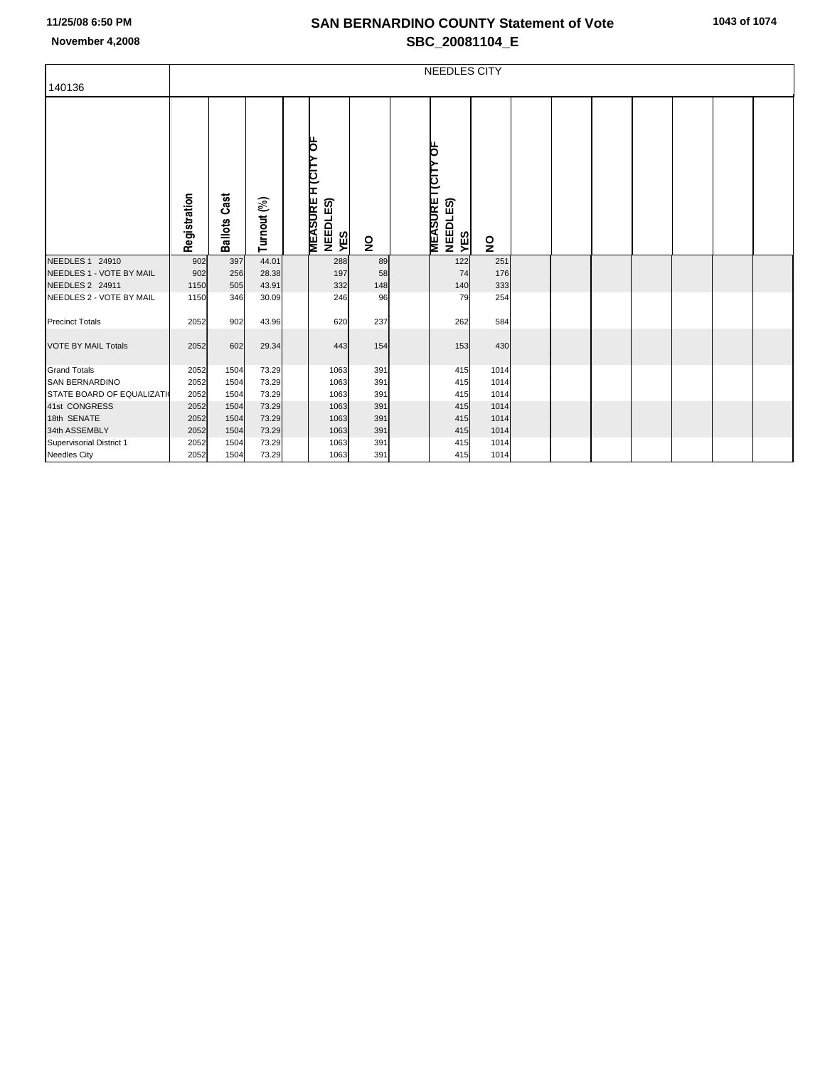# SAN BERNARDINO COUNTY Statement of Vote

## SBC_20081104_E

11/25/08 6:50 PM

November 4,2008

| 140136 | NEEDLES CITY | | | | | | | | | | | | | | | | | |
|---|---|---|---|---|---|---|---|---|---|---|---|---|---|---|---|---|---|---|
| | Registration | Ballots Cast | Turnout (%) | | MEASURE H (CITY OF NEEDLES) YES | NO | | MEASURE I (CITY OF NEEDLES) YES | NO | | | | | | | | | |
| NEEDLES 1 24910 | 902 | 397 | 44.01 | | 288 | 89 | | 122 | 251 | | | | | | | | | |
| NEEDLES 1 - VOTE BY MAIL | 902 | 256 | 28.38 | | 197 | 58 | | 74 | 176 | | | | | | | | | |
| NEEDLES 2 24911 | 1150 | 505 | 43.91 | | 332 | 148 | | 140 | 333 | | | | | | | | | |
| NEEDLES 2 - VOTE BY MAIL | 1150 | 346 | 30.09 | | 246 | 96 | | 79 | 254 | | | | | | | | | |
| Precinct Totals | 2052 | 902 | 43.96 | | 620 | 237 | | 262 | 584 | | | | | | | | | |
| VOTE BY MAIL Totals | 2052 | 602 | 29.34 | | 443 | 154 | | 153 | 430 | | | | | | | | | |
| Grand Totals | 2052 | 1504 | 73.29 | | 1063 | 391 | | 415 | 1014 | | | | | | | | | |
| SAN BERNARDINO | 2052 | 1504 | 73.29 | | 1063 | 391 | | 415 | 1014 | | | | | | | | | |
| STATE BOARD OF EQUALIZATI | 2052 | 1504 | 73.29 | | 1063 | 391 | | 415 | 1014 | | | | | | | | | |
| 41st CONGRESS | 2052 | 1504 | 73.29 | | 1063 | 391 | | 415 | 1014 | | | | | | | | | |
| 18th SENATE | 2052 | 1504 | 73.29 | | 1063 | 391 | | 415 | 1014 | | | | | | | | | |
| 34th ASSEMBLY | 2052 | 1504 | 73.29 | | 1063 | 391 | | 415 | 1014 | | | | | | | | | |
| Supervisorial District 1 | 2052 | 1504 | 73.29 | | 1063 | 391 | | 415 | 1014 | | | | | | | | | |
| Needles City | 2052 | 1504 | 73.29 | | 1063 | 391 | | 415 | 1014 | | | | | | | | | |